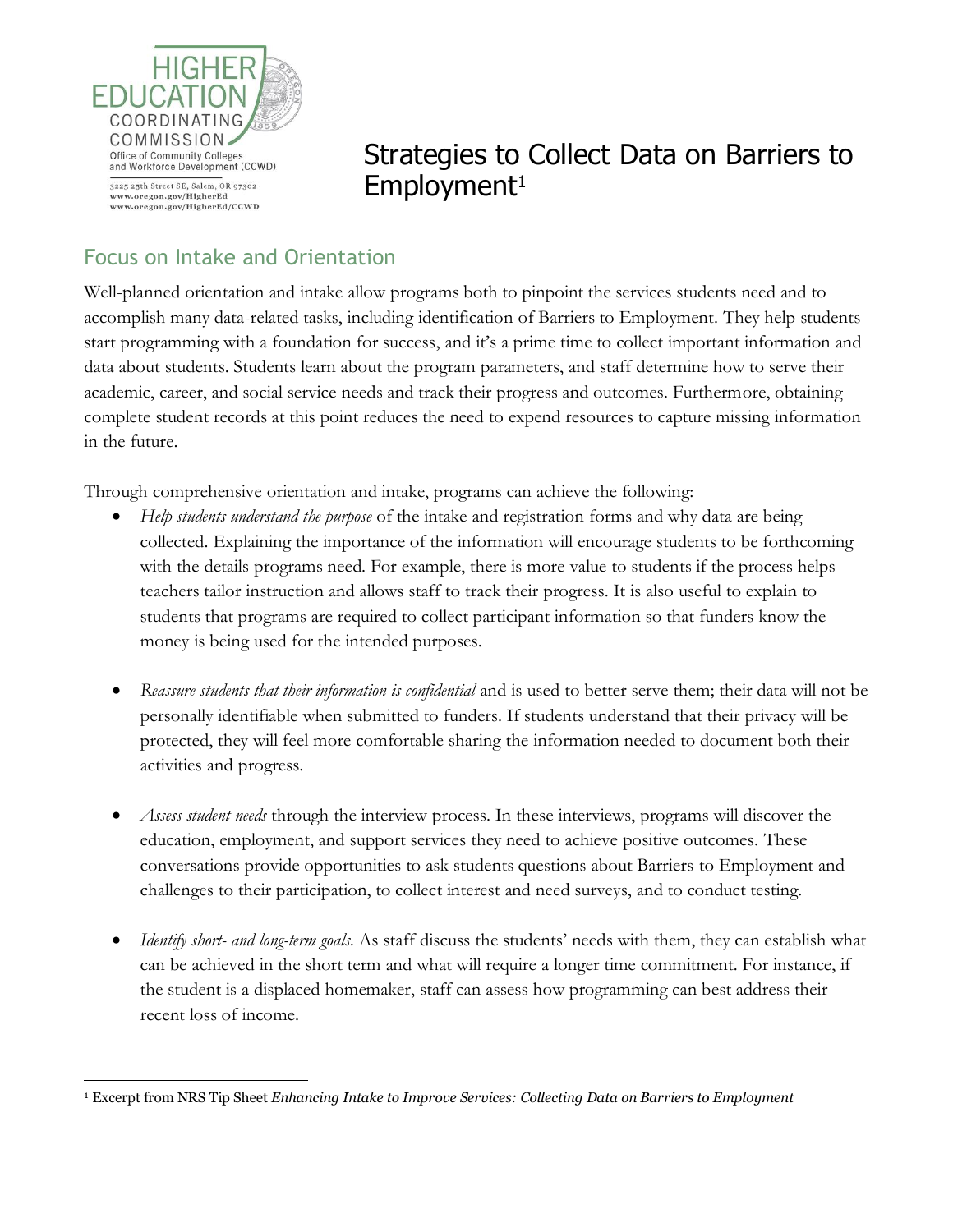HIGHER EDUCATION COORDINATING COMMISSION
Office of Community Colleges and Workforce Development (CCWD)

3225 25th Street SE, Salem, OR 97302
www.oregon.gov/HigherEd
www.oregon.gov/HigherEd/CCWD

# Strategies to Collect Data on Barriers to Employment[1]

## Focus on Intake and Orientation

Well-planned orientation and intake allow programs both to pinpoint the services students need and to accomplish many data-related tasks, including identification of Barriers to Employment. They help students start programming with a foundation for success, and it's a prime time to collect important information and data about students. Students learn about the program parameters, and staff determine how to serve their academic, career, and social service needs and track their progress and outcomes. Furthermore, obtaining complete student records at this point reduces the need to expend resources to capture missing information in the future.

Through comprehensive orientation and intake, programs can achieve the following:

- *Help students understand the purpose* of the intake and registration forms and why data are being collected. Explaining the importance of the information will encourage students to be forthcoming with the details programs need. For example, there is more value to students if the process helps teachers tailor instruction and allows staff to track their progress. It is also useful to explain to students that programs are required to collect participant information so that funders know the money is being used for the intended purposes.

- *Reassure students that their information is confidential* and is used to better serve them; their data will not be personally identifiable when submitted to funders. If students understand that their privacy will be protected, they will feel more comfortable sharing the information needed to document both their activities and progress.

- *Assess student needs* through the interview process. In these interviews, programs will discover the education, employment, and support services they need to achieve positive outcomes. These conversations provide opportunities to ask students questions about Barriers to Employment and challenges to their participation, to collect interest and need surveys, and to conduct testing.

- *Identify short- and long-term goals.* As staff discuss the students' needs with them, they can establish what can be achieved in the short term and what will require a longer time commitment. For instance, if the student is a displaced homemaker, staff can assess how programming can best address their recent loss of income.

---

[1] Excerpt from NRS Tip Sheet *Enhancing Intake to Improve Services: Collecting Data on Barriers to Employment*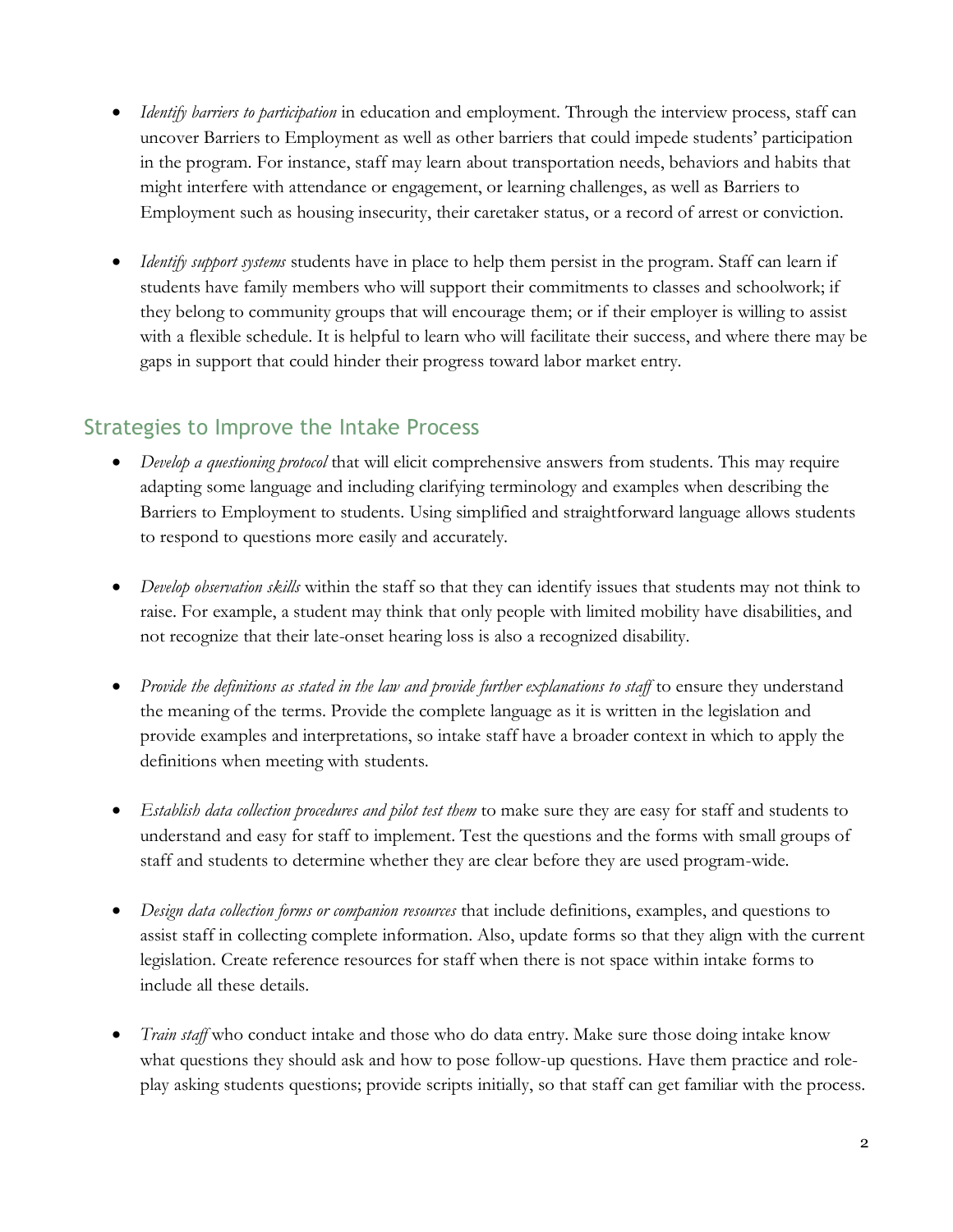- *Identify barriers to participation* in education and employment. Through the interview process, staff can uncover Barriers to Employment as well as other barriers that could impede students' participation in the program. For instance, staff may learn about transportation needs, behaviors and habits that might interfere with attendance or engagement, or learning challenges, as well as Barriers to Employment such as housing insecurity, their caretaker status, or a record of arrest or conviction.

- *Identify support systems* students have in place to help them persist in the program. Staff can learn if students have family members who will support their commitments to classes and schoolwork; if they belong to community groups that will encourage them; or if their employer is willing to assist with a flexible schedule. It is helpful to learn who will facilitate their success, and where there may be gaps in support that could hinder their progress toward labor market entry.

## Strategies to Improve the Intake Process

- *Develop a questioning protocol* that will elicit comprehensive answers from students. This may require adapting some language and including clarifying terminology and examples when describing the Barriers to Employment to students. Using simplified and straightforward language allows students to respond to questions more easily and accurately.

- *Develop observation skills* within the staff so that they can identify issues that students may not think to raise. For example, a student may think that only people with limited mobility have disabilities, and not recognize that their late-onset hearing loss is also a recognized disability.

- *Provide the definitions as stated in the law and provide further explanations to staff* to ensure they understand the meaning of the terms. Provide the complete language as it is written in the legislation and provide examples and interpretations, so intake staff have a broader context in which to apply the definitions when meeting with students.

- *Establish data collection procedures and pilot test them* to make sure they are easy for staff and students to understand and easy for staff to implement. Test the questions and the forms with small groups of staff and students to determine whether they are clear before they are used program-wide.

- *Design data collection forms or companion resources* that include definitions, examples, and questions to assist staff in collecting complete information. Also, update forms so that they align with the current legislation. Create reference resources for staff when there is not space within intake forms to include all these details.

- *Train staff* who conduct intake and those who do data entry. Make sure those doing intake know what questions they should ask and how to pose follow-up questions. Have them practice and role-play asking students questions; provide scripts initially, so that staff can get familiar with the process.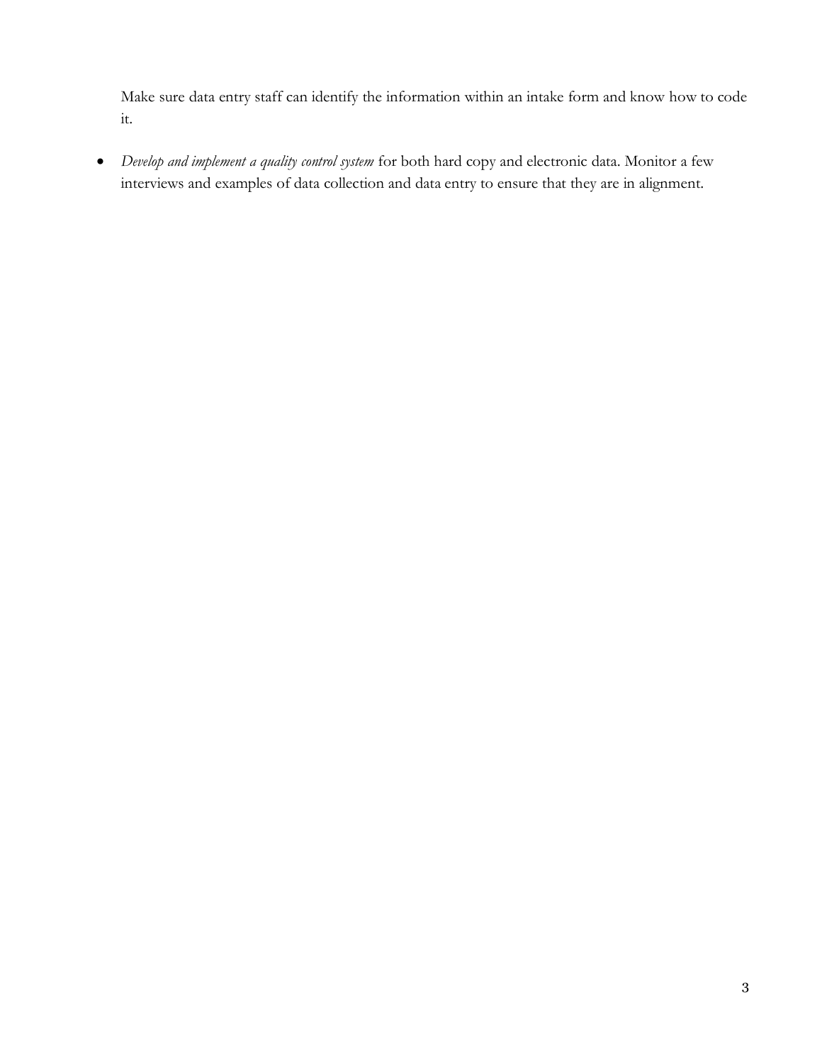Make sure data entry staff can identify the information within an intake form and know how to code it.

- *Develop and implement a quality control system* for both hard copy and electronic data. Monitor a few interviews and examples of data collection and data entry to ensure that they are in alignment.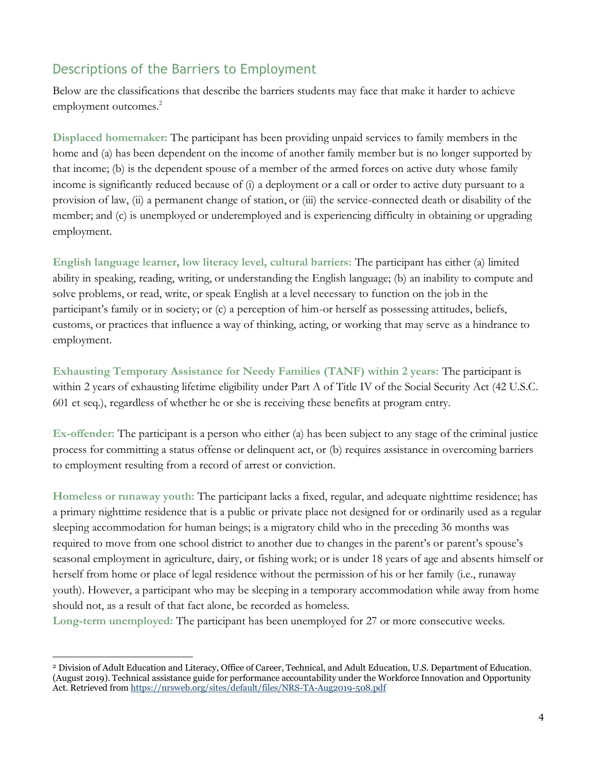## Descriptions of the Barriers to Employment

Below are the classifications that describe the barriers students may face that make it harder to achieve employment outcomes.[2]

**Displaced homemaker:** The participant has been providing unpaid services to family members in the home and (a) has been dependent on the income of another family member but is no longer supported by that income; (b) is the dependent spouse of a member of the armed forces on active duty whose family income is significantly reduced because of (i) a deployment or a call or order to active duty pursuant to a provision of law, (ii) a permanent change of station, or (iii) the service-connected death or disability of the member; and (c) is unemployed or underemployed and is experiencing difficulty in obtaining or upgrading employment.

**English language learner, low literacy level, cultural barriers:** The participant has either (a) limited ability in speaking, reading, writing, or understanding the English language; (b) an inability to compute and solve problems, or read, write, or speak English at a level necessary to function on the job in the participant's family or in society; or (c) a perception of him-or herself as possessing attitudes, beliefs, customs, or practices that influence a way of thinking, acting, or working that may serve as a hindrance to employment.

**Exhausting Temporary Assistance for Needy Families (TANF) within 2 years:** The participant is within 2 years of exhausting lifetime eligibility under Part A of Title IV of the Social Security Act (42 U.S.C. 601 et seq.), regardless of whether he or she is receiving these benefits at program entry.

**Ex-offender:** The participant is a person who either (a) has been subject to any stage of the criminal justice process for committing a status offense or delinquent act, or (b) requires assistance in overcoming barriers to employment resulting from a record of arrest or conviction.

**Homeless or runaway youth:** The participant lacks a fixed, regular, and adequate nighttime residence; has a primary nighttime residence that is a public or private place not designed for or ordinarily used as a regular sleeping accommodation for human beings; is a migratory child who in the preceding 36 months was required to move from one school district to another due to changes in the parent's or parent's spouse's seasonal employment in agriculture, dairy, or fishing work; or is under 18 years of age and absents himself or herself from home or place of legal residence without the permission of his or her family (i.e., runaway youth). However, a participant who may be sleeping in a temporary accommodation while away from home should not, as a result of that fact alone, be recorded as homeless.

**Long-term unemployed:** The participant has been unemployed for 27 or more consecutive weeks.

---

[2] Division of Adult Education and Literacy, Office of Career, Technical, and Adult Education, U.S. Department of Education. (August 2019). Technical assistance guide for performance accountability under the Workforce Innovation and Opportunity Act. Retrieved from https://nrsweb.org/sites/default/files/NRS-TA-Aug2019-508.pdf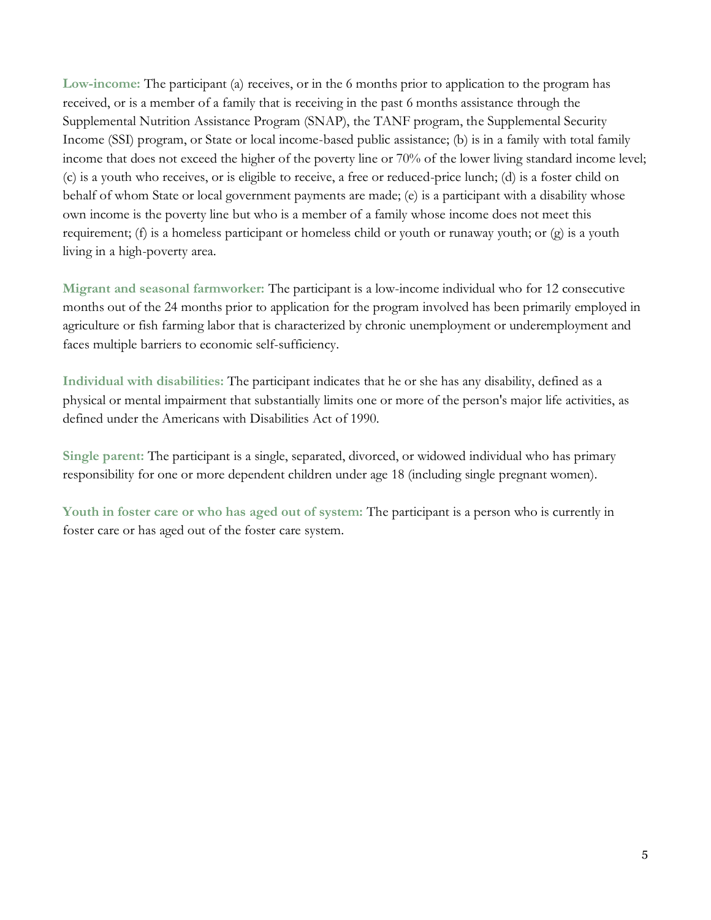**Low-income:** The participant (a) receives, or in the 6 months prior to application to the program has received, or is a member of a family that is receiving in the past 6 months assistance through the Supplemental Nutrition Assistance Program (SNAP), the TANF program, the Supplemental Security Income (SSI) program, or State or local income-based public assistance; (b) is in a family with total family income that does not exceed the higher of the poverty line or 70% of the lower living standard income level; (c) is a youth who receives, or is eligible to receive, a free or reduced-price lunch; (d) is a foster child on behalf of whom State or local government payments are made; (e) is a participant with a disability whose own income is the poverty line but who is a member of a family whose income does not meet this requirement; (f) is a homeless participant or homeless child or youth or runaway youth; or (g) is a youth living in a high-poverty area.

**Migrant and seasonal farmworker:** The participant is a low-income individual who for 12 consecutive months out of the 24 months prior to application for the program involved has been primarily employed in agriculture or fish farming labor that is characterized by chronic unemployment or underemployment and faces multiple barriers to economic self-sufficiency.

**Individual with disabilities:** The participant indicates that he or she has any disability, defined as a physical or mental impairment that substantially limits one or more of the person's major life activities, as defined under the Americans with Disabilities Act of 1990.

**Single parent:** The participant is a single, separated, divorced, or widowed individual who has primary responsibility for one or more dependent children under age 18 (including single pregnant women).

**Youth in foster care or who has aged out of system:** The participant is a person who is currently in foster care or has aged out of the foster care system.